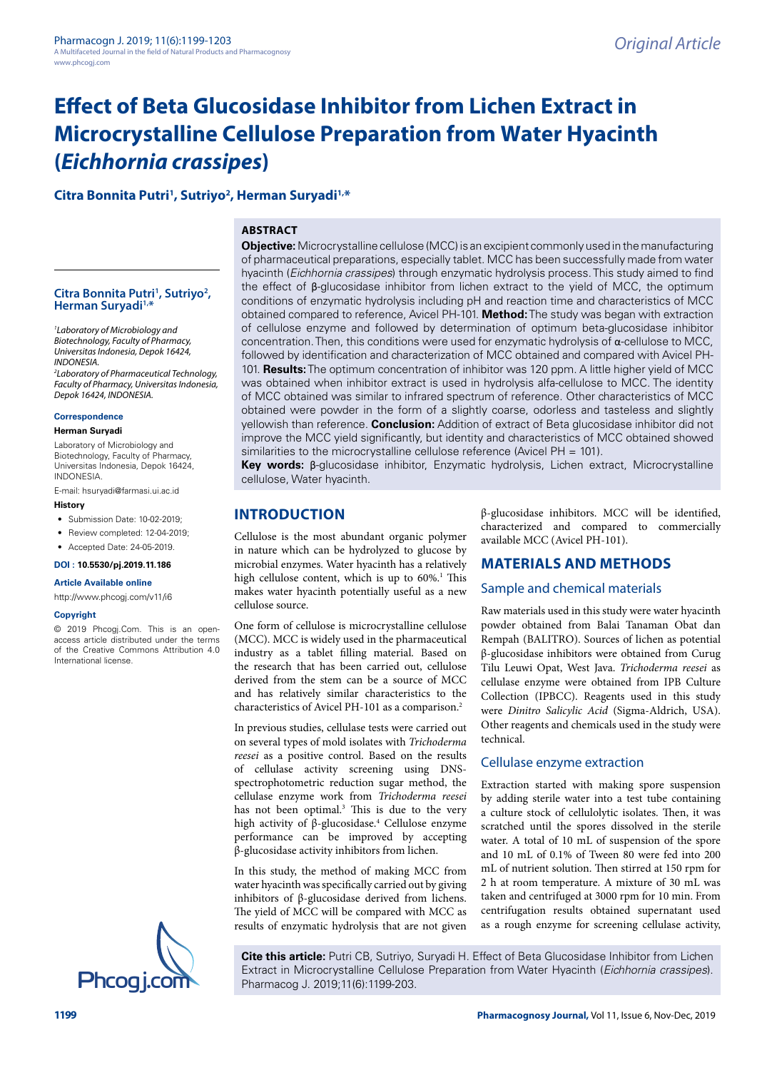# Effect of Beta Glucosidase Inhibitor from Lichen Extract in Microcrystalline Cellulose Preparation from Water Hyacinth (*Eichhornia crassipes*)

**Citra Bonnita Putri[1], Sutriyo[2], Herman Suryadi[1,*]**

[1]*Laboratory of Microbiology and Biotechnology, Faculty of Pharmacy, Universitas Indonesia, Depok 16424, INDONESIA.*

[2]*Laboratory of Pharmaceutical Technology, Faculty of Pharmacy, Universitas Indonesia, Depok 16424, INDONESIA.*

**Correspondence**

**Herman Suryadi**

Laboratory of Microbiology and Biotechnology, Faculty of Pharmacy, Universitas Indonesia, Depok 16424, INDONESIA.

E-mail: hsuryadi@farmasi.ui.ac.id

**History**

- Submission Date: 10-02-2019;
- Review completed: 12-04-2019;
- Accepted Date: 24-05-2019.

**DOI : 10.5530/pj.2019.11.186**

**Article Available online**

http://www.phcogj.com/v11/i6

**Copyright**

© 2019 Phcogj.Com. This is an open-access article distributed under the terms of the Creative Commons Attribution 4.0 International license.

## ABSTRACT

**Objective:** Microcrystalline cellulose (MCC) is an excipient commonly used in the manufacturing of pharmaceutical preparations, especially tablet. MCC has been successfully made from water hyacinth (*Eichhornia crassipes*) through enzymatic hydrolysis process. This study aimed to find the effect of β-glucosidase inhibitor from lichen extract to the yield of MCC, the optimum conditions of enzymatic hydrolysis including pH and reaction time and characteristics of MCC obtained compared to reference, Avicel PH-101. **Method:** The study was began with extraction of cellulose enzyme and followed by determination of optimum beta-glucosidase inhibitor concentration. Then, this conditions were used for enzymatic hydrolysis of α-cellulose to MCC, followed by identification and characterization of MCC obtained and compared with Avicel PH-101. **Results:** The optimum concentration of inhibitor was 120 ppm. A little higher yield of MCC was obtained when inhibitor extract is used in hydrolysis alfa-cellulose to MCC. The identity of MCC obtained was similar to infrared spectrum of reference. Other characteristics of MCC obtained were powder in the form of a slightly coarse, odorless and tasteless and slightly yellowish than reference. **Conclusion:** Addition of extract of Beta glucosidase inhibitor did not improve the MCC yield significantly, but identity and characteristics of MCC obtained showed similarities to the microcrystalline cellulose reference (Avicel PH = 101).

**Key words:** β-glucosidase inhibitor, Enzymatic hydrolysis, Lichen extract, Microcrystalline cellulose, Water hyacinth.

## INTRODUCTION

Cellulose is the most abundant organic polymer in nature which can be hydrolyzed to glucose by microbial enzymes. Water hyacinth has a relatively high cellulose content, which is up to 60%.[1] This makes water hyacinth potentially useful as a new cellulose source.

One form of cellulose is microcrystalline cellulose (MCC). MCC is widely used in the pharmaceutical industry as a tablet filling material. Based on the research that has been carried out, cellulose derived from the stem can be a source of MCC and has relatively similar characteristics to the characteristics of Avicel PH-101 as a comparison.[2]

In previous studies, cellulase tests were carried out on several types of mold isolates with *Trichoderma reesei* as a positive control. Based on the results of cellulase activity screening using DNS-spectrophotometric reduction sugar method, the cellulase enzyme work from *Trichoderma reesei* has not been optimal.[3] This is due to the very high activity of β-glucosidase.[4] Cellulase enzyme performance can be improved by accepting β-glucosidase activity inhibitors from lichen.

In this study, the method of making MCC from water hyacinth was specifically carried out by giving inhibitors of β-glucosidase derived from lichens. The yield of MCC will be compared with MCC as results of enzymatic hydrolysis that are not given β-glucosidase inhibitors. MCC will be identified, characterized and compared to commercially available MCC (Avicel PH-101).

## MATERIALS AND METHODS

### Sample and chemical materials

Raw materials used in this study were water hyacinth powder obtained from Balai Tanaman Obat dan Rempah (BALITRO). Sources of lichen as potential β-glucosidase inhibitors were obtained from Curug Tilu Leuwi Opat, West Java. *Trichoderma reesei* as cellulase enzyme were obtained from IPB Culture Collection (IPBCC). Reagents used in this study were *Dinitro Salicylic Acid* (Sigma-Aldrich, USA). Other reagents and chemicals used in the study were technical.

### Cellulase enzyme extraction

Extraction started with making spore suspension by adding sterile water into a test tube containing a culture stock of cellulolytic isolates. Then, it was scratched until the spores dissolved in the sterile water. A total of 10 mL of suspension of the spore and 10 mL of 0.1% of Tween 80 were fed into 200 mL of nutrient solution. Then stirred at 150 rpm for 2 h at room temperature. A mixture of 30 mL was taken and centrifuged at 3000 rpm for 10 min. From centrifugation results obtained supernatant used as a rough enzyme for screening cellulase activity,

**Cite this article:** Putri CB, Sutriyo, Suryadi H. Effect of Beta Glucosidase Inhibitor from Lichen Extract in Microcrystalline Cellulose Preparation from Water Hyacinth (*Eichhornia crassipes*). Pharmacog J. 2019;11(6):1199-203.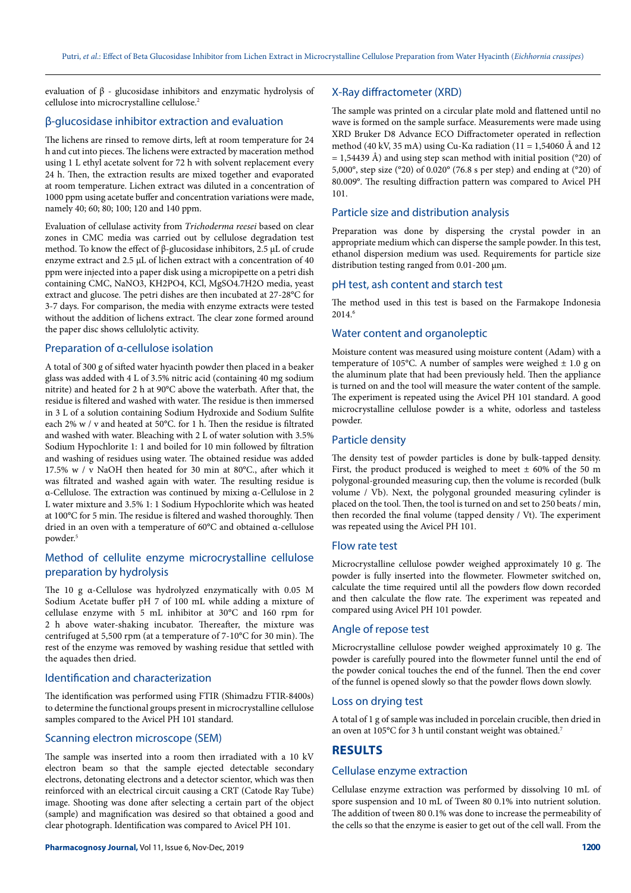evaluation of β - glucosidase inhibitors and enzymatic hydrolysis of cellulose into microcrystalline cellulose.[2]

## β-glucosidase inhibitor extraction and evaluation

The lichens are rinsed to remove dirts, left at room temperature for 24 h and cut into pieces. The lichens were extracted by maceration method using 1 L ethyl acetate solvent for 72 h with solvent replacement every 24 h. Then, the extraction results are mixed together and evaporated at room temperature. Lichen extract was diluted in a concentration of 1000 ppm using acetate buffer and concentration variations were made, namely 40; 60; 80; 100; 120 and 140 ppm.

Evaluation of cellulase activity from *Trichoderma reesei* based on clear zones in CMC media was carried out by cellulose degradation test method. To know the effect of β-glucosidase inhibitors, 2.5 μL of crude enzyme extract and 2.5 μL of lichen extract with a concentration of 40 ppm were injected into a paper disk using a micropipette on a petri dish containing CMC, $NaNO_3$, $KH_2PO_4$, KCl, $MgSO_4.7H_2O$ media, yeast extract and glucose. The petri dishes are then incubated at 27-28°C for 3-7 days. For comparison, the media with enzyme extracts were tested without the addition of lichens extract. The clear zone formed around the paper disc shows cellulolytic activity.

## Preparation of α-cellulose isolation

A total of 300 g of sifted water hyacinth powder then placed in a beaker glass was added with 4 L of 3.5% nitric acid (containing 40 mg sodium nitrite) and heated for 2 h at 90°C above the waterbath. After that, the residue is filtered and washed with water. The residue is then immersed in 3 L of a solution containing Sodium Hydroxide and Sodium Sulfite each 2% w / v and heated at 50°C. for 1 h. Then the residue is filtrated and washed with water. Bleaching with 2 L of water solution with 3.5% Sodium Hypochlorite 1: 1 and boiled for 10 min followed by filtration and washing of residues using water. The obtained residue was added 17.5% w / v NaOH then heated for 30 min at 80°C., after which it was filtrated and washed again with water. The resulting residue is α-Cellulose. The extraction was continued by mixing α-Cellulose in 2 L water mixture and 3.5% 1: 1 Sodium Hypochlorite which was heated at 100°C for 5 min. The residue is filtered and washed thoroughly. Then dried in an oven with a temperature of 60°C and obtained α-cellulose powder.[5]

## Method of cellulite enzyme microcrystalline cellulose preparation by hydrolysis

The 10 g α-Cellulose was hydrolyzed enzymatically with 0.05 M Sodium Acetate buffer pH 7 of 100 mL while adding a mixture of cellulase enzyme with 5 mL inhibitor at 30°C and 160 rpm for 2 h above water-shaking incubator. Thereafter, the mixture was centrifuged at 5,500 rpm (at a temperature of 7-10°C for 30 min). The rest of the enzyme was removed by washing residue that settled with the aquades then dried.

## Identification and characterization

The identification was performed using FTIR (Shimadzu FTIR-8400s) to determine the functional groups present in microcrystalline cellulose samples compared to the Avicel PH 101 standard.

## Scanning electron microscope (SEM)

The sample was inserted into a room then irradiated with a 10 kV electron beam so that the sample ejected detectable secondary electrons, detonating electrons and a detector scientor, which was then reinforced with an electrical circuit causing a CRT (Catode Ray Tube) image. Shooting was done after selecting a certain part of the object (sample) and magnification was desired so that obtained a good and clear photograph. Identification was compared to Avicel PH 101.

## X-Ray diffractometer (XRD)

The sample was printed on a circular plate mold and flattened until no wave is formed on the sample surface. Measurements were made using XRD Bruker D8 Advance ECO Diffractometer operated in reflection method (40 kV, 35 mA) using Cu-Kα radiation (l1 = 1,54060 Å and l2 = 1,54439 Å) and using step scan method with initial position (°2θ) of 5,000°, step size (°2θ) of 0.020° (76.8 s per step) and ending at (°2θ) of 80.009°. The resulting diffraction pattern was compared to Avicel PH 101.

## Particle size and distribution analysis

Preparation was done by dispersing the crystal powder in an appropriate medium which can disperse the sample powder. In this test, ethanol dispersion medium was used. Requirements for particle size distribution testing ranged from 0.01-200 μm.

## pH test, ash content and starch test

The method used in this test is based on the Farmakope Indonesia 2014.[6]

## Water content and organoleptic

Moisture content was measured using moisture content (Adam) with a temperature of 105°C. A number of samples were weighed ± 1.0 g on the aluminum plate that had been previously held. Then the appliance is turned on and the tool will measure the water content of the sample. The experiment is repeated using the Avicel PH 101 standard. A good microcrystalline cellulose powder is a white, odorless and tasteless powder.

## Particle density

The density test of powder particles is done by bulk-tapped density. First, the product produced is weighed to meet ± 60% of the 50 m polygonal-grounded measuring cup, then the volume is recorded (bulk volume / Vb). Next, the polygonal grounded measuring cylinder is placed on the tool. Then, the tool is turned on and set to 250 beats / min, then recorded the final volume (tapped density / Vt). The experiment was repeated using the Avicel PH 101.

## Flow rate test

Microcrystalline cellulose powder weighed approximately 10 g. The powder is fully inserted into the flowmeter. Flowmeter switched on, calculate the time required until all the powders flow down recorded and then calculate the flow rate. The experiment was repeated and compared using Avicel PH 101 powder.

## Angle of repose test

Microcrystalline cellulose powder weighed approximately 10 g. The powder is carefully poured into the flowmeter funnel until the end of the powder conical touches the end of the funnel. Then the end cover of the funnel is opened slowly so that the powder flows down slowly.

## Loss on drying test

A total of 1 g of sample was included in porcelain crucible, then dried in an oven at 105°C for 3 h until constant weight was obtained.[7]

# RESULTS

## Cellulase enzyme extraction

Cellulase enzyme extraction was performed by dissolving 10 mL of spore suspension and 10 mL of Tween 80 0.1% into nutrient solution. The addition of tween 80 0.1% was done to increase the permeability of the cells so that the enzyme is easier to get out of the cell wall. From the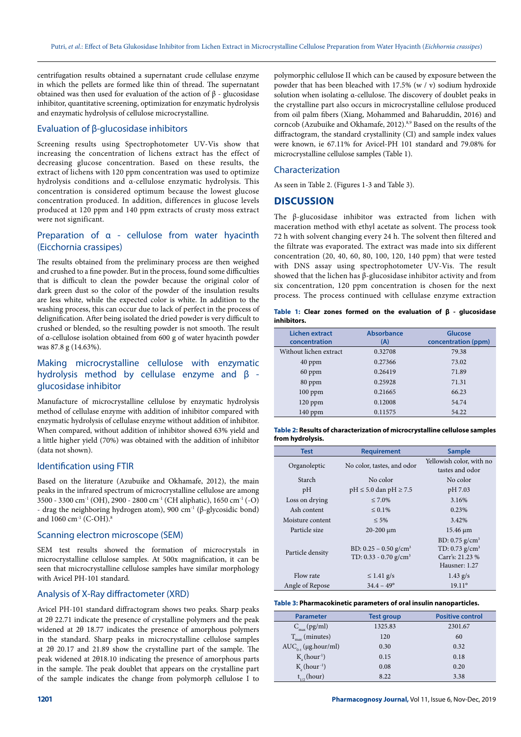centrifugation results obtained a supernatant crude cellulase enzyme in which the pellets are formed like thin of thread. The supernatant obtained was then used for evaluation of the action of β - glucosidase inhibitor, quantitative screening, optimization for enzymatic hydrolysis and enzymatic hydrolysis of cellulose microcrystalline.

### Evaluation of β-glucosidase inhibitors

Screening results using Spectrophotometer UV-Vis show that increasing the concentration of lichens extract has the effect of decreasing glucose concentration. Based on these results, the extract of lichens with 120 ppm concentration was used to optimize hydrolysis conditions and α-cellulose enzymatic hydrolysis. This concentration is considered optimum because the lowest glucose concentration produced. In addition, differences in glucose levels produced at 120 ppm and 140 ppm extracts of crusty moss extract were not significant.

### Preparation of α - cellulose from water hyacinth (Eicchornia crassipes)

The results obtained from the preliminary process are then weighed and crushed to a fine powder. But in the process, found some difficulties that is difficult to clean the powder because the original color of dark green dust so the color of the powder of the insulation results are less white, while the expected color is white. In addition to the washing process, this can occur due to lack of perfect in the process of delignification. After being isolated the dried powder is very difficult to crushed or blended, so the resulting powder is not smooth. The result of α-cellulose isolation obtained from 600 g of water hyacinth powder was 87.8 g (14.63%).

### Making microcrystalline cellulose with enzymatic hydrolysis method by cellulase enzyme and β - glucosidase inhibitor

Manufacture of microcrystalline cellulose by enzymatic hydrolysis method of cellulase enzyme with addition of inhibitor compared with enzymatic hydrolysis of cellulase enzyme without addition of inhibitor. When compared, without addition of inhibitor showed 63% yield and a little higher yield (70%) was obtained with the addition of inhibitor (data not shown).

### Identification using FTIR

Based on the literature (Azubuike and Okhamafe, 2012), the main peaks in the infrared spectrum of microcrystalline cellulose are among 3500 - 3300 $cm^{-1}$ (OH), 2900 - 2800 $cm^{-1}$ (CH aliphatic), 1650 $cm^{-1}$ (-O) - drag the neighboring hydrogen atom), 900 $cm^{-1}$ (β-glycosidic bond) and 1060 $cm^{-1}$ (C-OH).[8]

### Scanning electron microscope (SEM)

SEM test results showed the formation of microcrystals in microcrystalline cellulose samples. At 500x magnification, it can be seen that microcrystalline cellulose samples have similar morphology with Avicel PH-101 standard.

### Analysis of X-Ray diffractometer (XRD)

Avicel PH-101 standard diffractogram shows two peaks. Sharp peaks at 2θ 22.71 indicate the presence of crystalline polymers and the peak widened at 2θ 18.77 indicates the presence of amorphous polymers in the standard. Sharp peaks in microcrystalline cellulose samples at 2θ 20.17 and 21.89 show the crystalline part of the sample. The peak widened at 2θ18.10 indicating the presence of amorphous parts in the sample. The peak doublet that appears on the crystalline part of the sample indicates the change from polymorph cellulose I to polymorphic cellulose II which can be caused by exposure between the powder that has been bleached with 17.5% (w / v) sodium hydroxide solution when isolating α-cellulose. The discovery of doublet peaks in the crystalline part also occurs in microcrystalline cellulose produced from oil palm fibers (Xiang, Mohammed and Baharuddin, 2016) and corncob (Azubuike and Okhamafe, 2012).[8,9] Based on the results of the diffractogram, the standard crystallinity (CI) and sample index values were known, ie 67.11% for Avicel-PH 101 standard and 79.08% for microcrystalline cellulose samples (Table 1).

### Characterization

As seen in Table 2. (Figures 1-3 and Table 3).

## DISCUSSION

The β-glucosidase inhibitor was extracted from lichen with maceration method with ethyl acetate as solvent. The process took 72 h with solvent changing every 24 h. The solvent then filtered and the filtrate was evaporated. The extract was made into six different concentration (20, 40, 60, 80, 100, 120, 140 ppm) that were tested with DNS assay using spectrophotometer UV-Vis. The result showed that the lichen has β-glucosidase inhibitor activity and from six concentration, 120 ppm concentration is chosen for the next process. The process continued with cellulase enzyme extraction

**Table 1: Clear zones formed on the evaluation of β - glucosidase inhibitors.**

| Lichen extract concentration | Absorbance (A) | Glucose concentration (ppm) |
|---|---|---|
| Without lichen extract | 0.32708 | 79.38 |
| 40 ppm | 0.27366 | 73.02 |
| 60 ppm | 0.26419 | 71.89 |
| 80 ppm | 0.25928 | 71.31 |
| 100 ppm | 0.21665 | 66.23 |
| 120 ppm | 0.12008 | 54.74 |
| 140 ppm | 0.11575 | 54.22 |

**Table 2: Results of characterization of microcrystalline cellulose samples from hydrolysis.**

| Test | Requirement | Sample |
|---|---|---|
| Organoleptic | No color, tastes, and odor | Yellowish color, with no tastes and odor |
| Starch | No color | No color |
| pH | pH ≤ 5.0 dan pH ≥ 7.5 | pH 7.03 |
| Loss on drying | ≤ 7.0% | 3.16% |
| Ash content | ≤ 0.1% | 0.23% |
| Moisture content | ≤ 5% | 3.42% |
| Particle size | 20-200 µm | 15.46 µm |
| Particle density | BD: 0.25 – 0.50 $g/cm^3$ TD: 0.33 - 0.70 $g/cm^3$ | BD: 0.75 $g/cm^3$ TD: 0.73 $g/cm^3$ Carr's: 21.23 % Hausner: 1.27 |
| Flow rate | ≤ 1.41 g/s | 1.43 g/s |
| Angle of Repose | 34.4 – 49° | 19.11° |

**Table 3: Pharmacokinetic parameters of oral insulin nanoparticles.**

| Parameter | Test group | Positive control |
|---|---|---|
| $C_{max}$ (pg/ml) | 1325.83 | 2301.67 |
| $T_{max}$ (minutes) | 120 | 60 |
| $AUC_{0-t}$ (µg.hour/ml) | 0.30 | 0.32 |
| $K_a$ ($hour^{-1}$) | 0.15 | 0.18 |
| $K_e$ ($hour^{-1}$) | 0.08 | 0.20 |
| $t_{1/2}$ (hour) | 8.22 | 3.38 |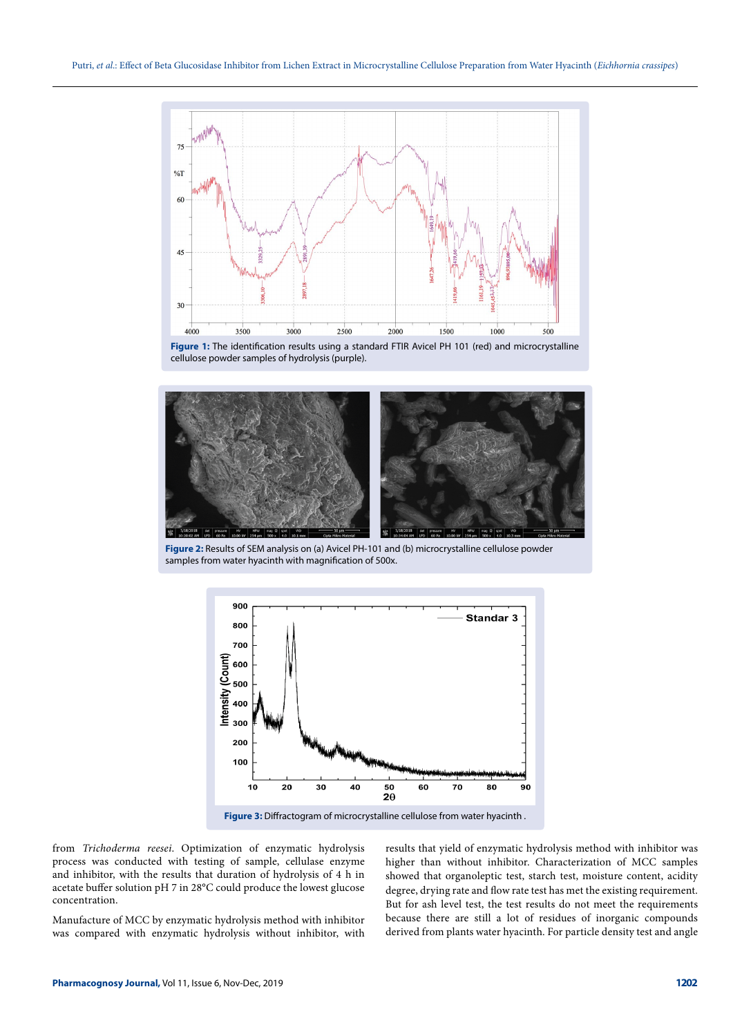Figure 1: The identification results using a standard FTIR Avicel PH 101 (red) and microcrystalline cellulose powder samples of hydrolysis (purple).

Figure 2: Results of SEM analysis on (a) Avicel PH-101 and (b) microcrystalline cellulose powder samples from water hyacinth with magnification of 500x.

Figure 3: Diffractogram of microcrystalline cellulose from water hyacinth .

from *Trichoderma reesei*. Optimization of enzymatic hydrolysis process was conducted with testing of sample, cellulase enzyme and inhibitor, with the results that duration of hydrolysis of 4 h in acetate buffer solution pH 7 in 28°C could produce the lowest glucose concentration.

Manufacture of MCC by enzymatic hydrolysis method with inhibitor was compared with enzymatic hydrolysis without inhibitor, with results that yield of enzymatic hydrolysis method with inhibitor was higher than without inhibitor. Characterization of MCC samples showed that organoleptic test, starch test, moisture content, acidity degree, drying rate and flow rate test has met the existing requirement. But for ash level test, the test results do not meet the requirements because there are still a lot of residues of inorganic compounds derived from plants water hyacinth. For particle density test and angle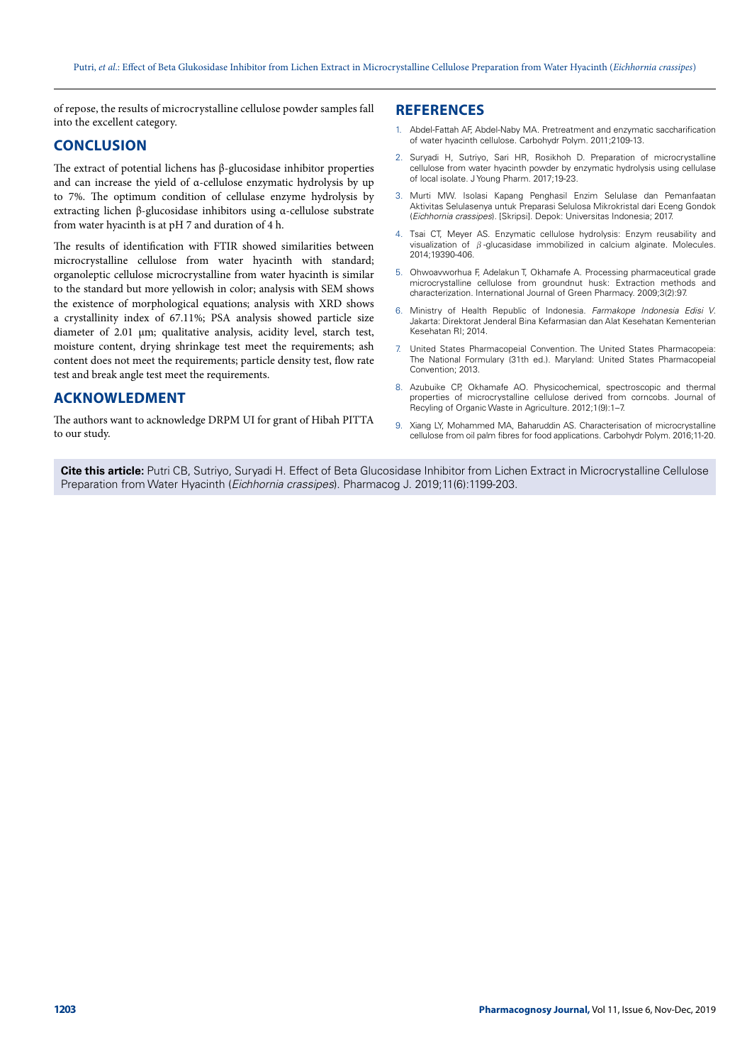of repose, the results of microcrystalline cellulose powder samples fall into the excellent category.

## CONCLUSION

The extract of potential lichens has β-glucosidase inhibitor properties and can increase the yield of α-cellulose enzymatic hydrolysis by up to 7%. The optimum condition of cellulase enzyme hydrolysis by extracting lichen β-glucosidase inhibitors using α-cellulose substrate from water hyacinth is at pH 7 and duration of 4 h.

The results of identification with FTIR showed similarities between microcrystalline cellulose from water hyacinth with standard; organoleptic cellulose microcrystalline from water hyacinth is similar to the standard but more yellowish in color; analysis with SEM shows the existence of morphological equations; analysis with XRD shows a crystallinity index of 67.11%; PSA analysis showed particle size diameter of 2.01 μm; qualitative analysis, acidity level, starch test, moisture content, drying shrinkage test meet the requirements; ash content does not meet the requirements; particle density test, flow rate test and break angle test meet the requirements.

## ACKNOWLEDMENT

The authors want to acknowledge DRPM UI for grant of Hibah PITTA to our study.

## REFERENCES

1. Abdel-Fattah AF, Abdel-Naby MA. Pretreatment and enzymatic saccharification of water hyacinth cellulose. Carbohydr Polym. 2011;2109-13.
2. Suryadi H, Sutriyo, Sari HR, Rosikhoh D. Preparation of microcrystalline cellulose from water hyacinth powder by enzymatic hydrolysis using cellulase of local isolate. J Young Pharm. 2017;19-23.
3. Murti MW. Isolasi Kapang Penghasil Enzim Selulase dan Pemanfaatan Aktivitas Selulasenya untuk Preparasi Selulosa Mikrokristal dari Eceng Gondok (*Eichhornia crassipes*). [Skripsi]. Depok: Universitas Indonesia; 2017.
4. Tsai CT, Meyer AS. Enzymatic cellulose hydrolysis: Enzym reusability and visualization of β-glucasidase immobilized in calcium alginate. Molecules. 2014;19390-406.
5. Ohwoavworhua F, Adelakun T, Okhamafe A. Processing pharmaceutical grade microcrystalline cellulose from groundnut husk: Extraction methods and characterization. International Journal of Green Pharmacy. 2009;3(2):97.
6. Ministry of Health Republic of Indonesia. *Farmakope Indonesia Edisi V*. Jakarta: Direktorat Jenderal Bina Kefarmasian dan Alat Kesehatan Kementerian Kesehatan RI; 2014.
7. United States Pharmacopeial Convention. The United States Pharmacopeia: The National Formulary (31th ed.). Maryland: United States Pharmacopeial Convention; 2013.
8. Azubuike CP, Okhamafe AO. Physicochemical, spectroscopic and thermal properties of microcrystalline cellulose derived from corncobs. Journal of Recyling of Organic Waste in Agriculture. 2012;1(9):1–7.
9. Xiang LY, Mohammed MA, Baharuddin AS. Characterisation of microcrystalline cellulose from oil palm fibres for food applications. Carbohydr Polym. 2016;11-20.

**Cite this article:** Putri CB, Sutriyo, Suryadi H. Effect of Beta Glucosidase Inhibitor from Lichen Extract in Microcrystalline Cellulose Preparation from Water Hyacinth (*Eichhornia crassipes*). Pharmacog J. 2019;11(6):1199-203.